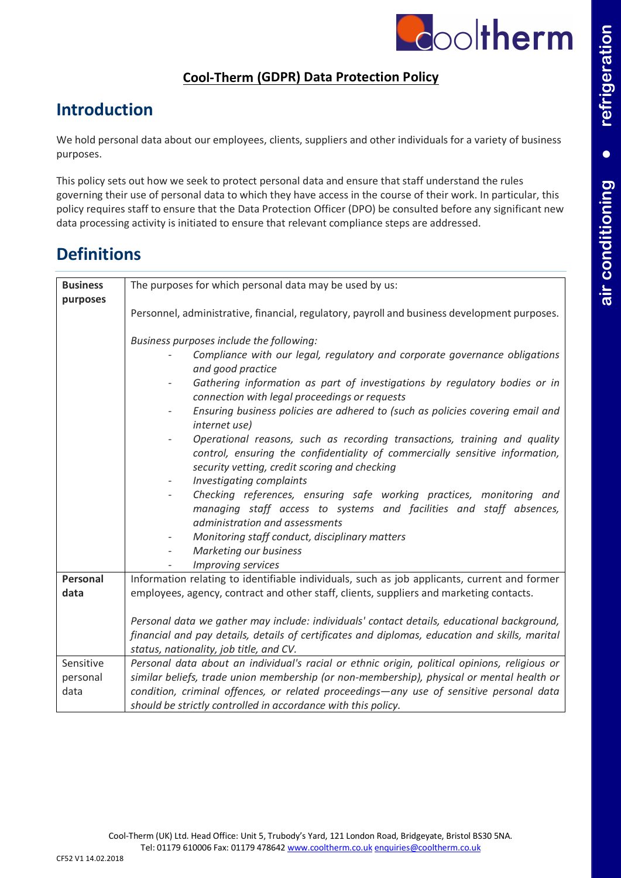**Cool-Therm (GDPR) Data Protection Policy**

## Introduction

We hold personal data about our employees, clients, suppliers and other individuals for a variety of business purposes.

This policy sets out how we seek to protect personal data and ensure that staff understand the rules governing their use of personal data to which they have access in the course of their work. In particular, this policy requires staff to ensure that the Data Protection Officer (DPO) be consulted before any significant new data processing activity is initiated to ensure that relevant compliance steps are addressed.

## Definitions

| | |
|---|---|
| **Business purposes** | The purposes for which personal data may be used by us:<br><br>Personnel, administrative, financial, regulatory, payroll and business development purposes.<br><br>*Business purposes include the following:*<br>- *Compliance with our legal, regulatory and corporate governance obligations and good practice*<br>- *Gathering information as part of investigations by regulatory bodies or in connection with legal proceedings or requests*<br>- *Ensuring business policies are adhered to (such as policies covering email and internet use)*<br>- *Operational reasons, such as recording transactions, training and quality control, ensuring the confidentiality of commercially sensitive information, security vetting, credit scoring and checking*<br>- *Investigating complaints*<br>- *Checking references, ensuring safe working practices, monitoring and managing staff access to systems and facilities and staff absences, administration and assessments*<br>- *Monitoring staff conduct, disciplinary matters*<br>- *Marketing our business*<br>- *Improving services* |
| **Personal data** | Information relating to identifiable individuals, such as job applicants, current and former employees, agency, contract and other staff, clients, suppliers and marketing contacts.<br><br>*Personal data we gather may include: individuals' contact details, educational background, financial and pay details, details of certificates and diplomas, education and skills, marital status, nationality, job title, and CV.* |
| Sensitive personal data | *Personal data about an individual's racial or ethnic origin, political opinions, religious or similar beliefs, trade union membership (or non-membership), physical or mental health or condition, criminal offences, or related proceedings—any use of sensitive personal data should be strictly controlled in accordance with this policy.* |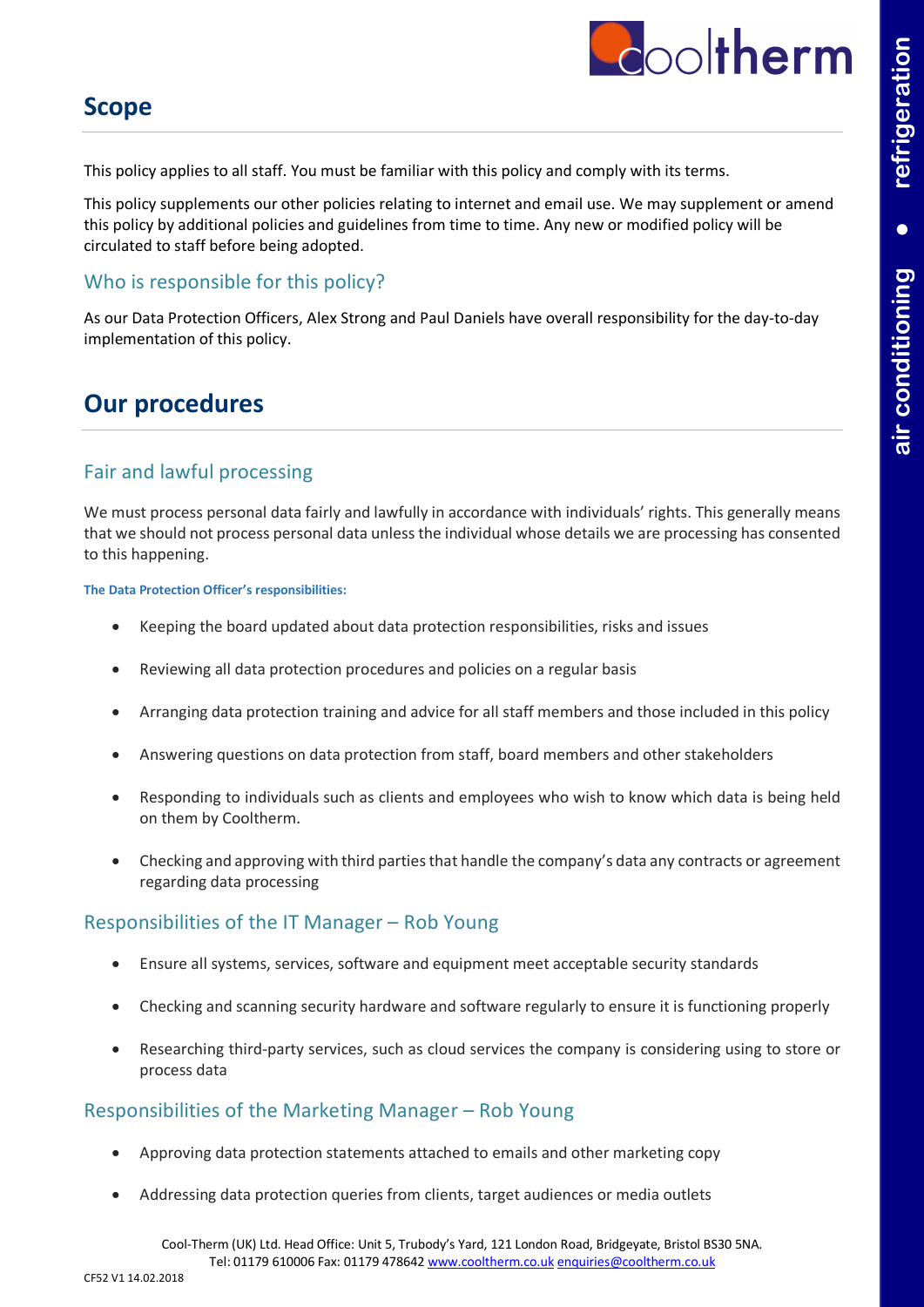## Scope

This policy applies to all staff. You must be familiar with this policy and comply with its terms.

This policy supplements our other policies relating to internet and email use. We may supplement or amend this policy by additional policies and guidelines from time to time. Any new or modified policy will be circulated to staff before being adopted.

### Who is responsible for this policy?

As our Data Protection Officers, Alex Strong and Paul Daniels have overall responsibility for the day-to-day implementation of this policy.

## Our procedures

### Fair and lawful processing

We must process personal data fairly and lawfully in accordance with individuals' rights. This generally means that we should not process personal data unless the individual whose details we are processing has consented to this happening.

**The Data Protection Officer's responsibilities:**

- Keeping the board updated about data protection responsibilities, risks and issues
- Reviewing all data protection procedures and policies on a regular basis
- Arranging data protection training and advice for all staff members and those included in this policy
- Answering questions on data protection from staff, board members and other stakeholders
- Responding to individuals such as clients and employees who wish to know which data is being held on them by Cooltherm.
- Checking and approving with third parties that handle the company's data any contracts or agreement regarding data processing

### Responsibilities of the IT Manager – Rob Young

- Ensure all systems, services, software and equipment meet acceptable security standards
- Checking and scanning security hardware and software regularly to ensure it is functioning properly
- Researching third-party services, such as cloud services the company is considering using to store or process data

### Responsibilities of the Marketing Manager – Rob Young

- Approving data protection statements attached to emails and other marketing copy
- Addressing data protection queries from clients, target audiences or media outlets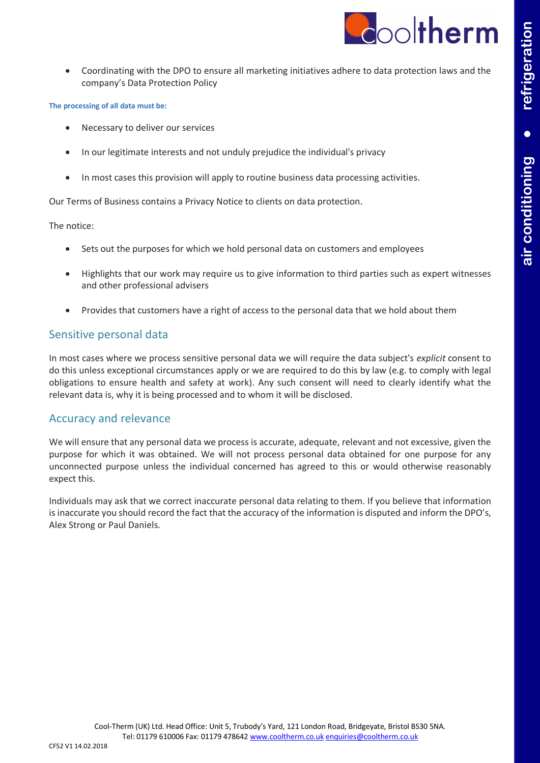- Coordinating with the DPO to ensure all marketing initiatives adhere to data protection laws and the company's Data Protection Policy

**The processing of all data must be:**

- Necessary to deliver our services
- In our legitimate interests and not unduly prejudice the individual's privacy
- In most cases this provision will apply to routine business data processing activities.

Our Terms of Business contains a Privacy Notice to clients on data protection.

The notice:

- Sets out the purposes for which we hold personal data on customers and employees
- Highlights that our work may require us to give information to third parties such as expert witnesses and other professional advisers
- Provides that customers have a right of access to the personal data that we hold about them

## Sensitive personal data

In most cases where we process sensitive personal data we will require the data subject's *explicit* consent to do this unless exceptional circumstances apply or we are required to do this by law (e.g. to comply with legal obligations to ensure health and safety at work). Any such consent will need to clearly identify what the relevant data is, why it is being processed and to whom it will be disclosed.

## Accuracy and relevance

We will ensure that any personal data we process is accurate, adequate, relevant and not excessive, given the purpose for which it was obtained. We will not process personal data obtained for one purpose for any unconnected purpose unless the individual concerned has agreed to this or would otherwise reasonably expect this.

Individuals may ask that we correct inaccurate personal data relating to them. If you believe that information is inaccurate you should record the fact that the accuracy of the information is disputed and inform the DPO's, Alex Strong or Paul Daniels.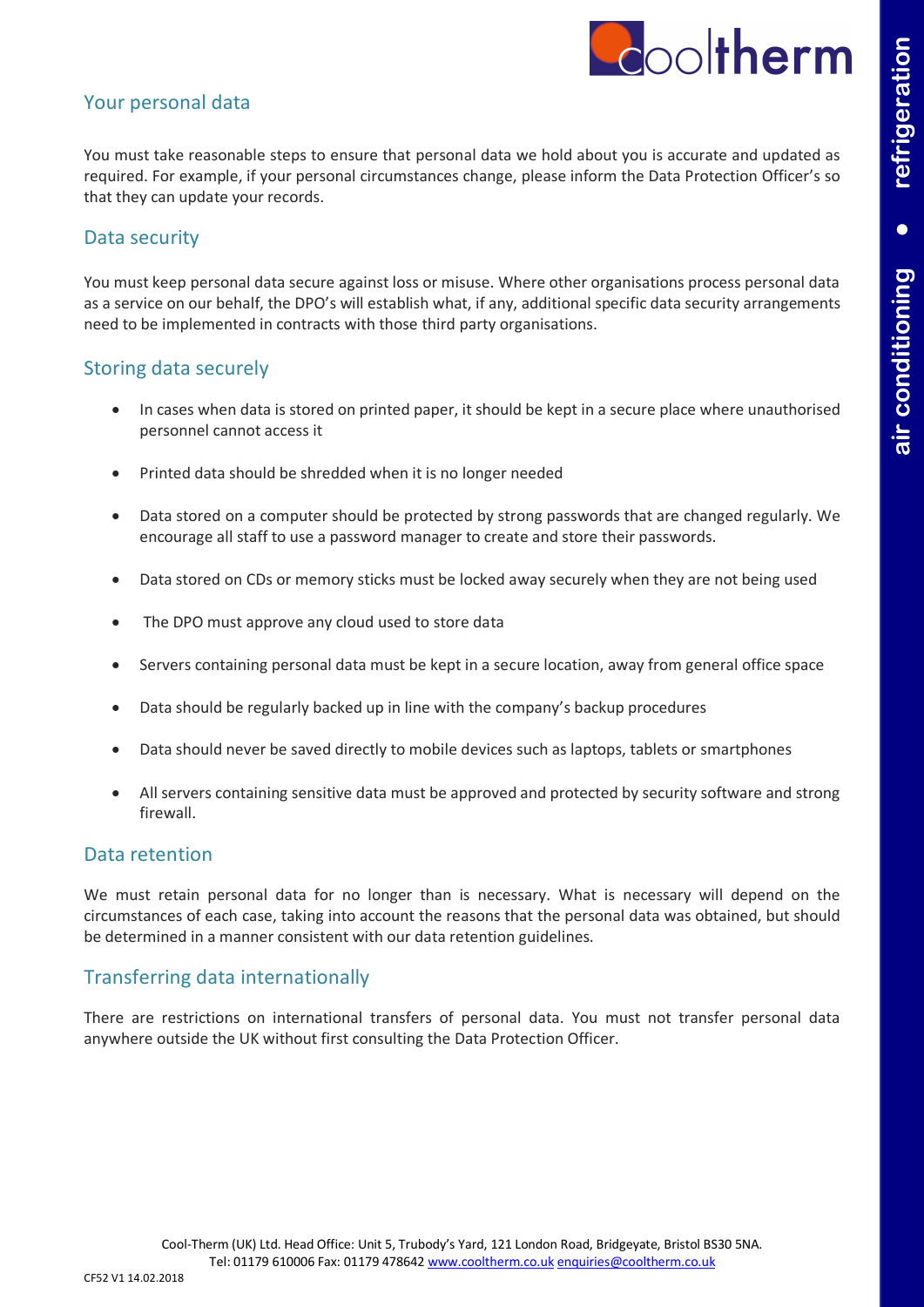## Your personal data

You must take reasonable steps to ensure that personal data we hold about you is accurate and updated as required. For example, if your personal circumstances change, please inform the Data Protection Officer's so that they can update your records.

## Data security

You must keep personal data secure against loss or misuse. Where other organisations process personal data as a service on our behalf, the DPO's will establish what, if any, additional specific data security arrangements need to be implemented in contracts with those third party organisations.

## Storing data securely

- In cases when data is stored on printed paper, it should be kept in a secure place where unauthorised personnel cannot access it
- Printed data should be shredded when it is no longer needed
- Data stored on a computer should be protected by strong passwords that are changed regularly. We encourage all staff to use a password manager to create and store their passwords.
- Data stored on CDs or memory sticks must be locked away securely when they are not being used
- The DPO must approve any cloud used to store data
- Servers containing personal data must be kept in a secure location, away from general office space
- Data should be regularly backed up in line with the company's backup procedures
- Data should never be saved directly to mobile devices such as laptops, tablets or smartphones
- All servers containing sensitive data must be approved and protected by security software and strong firewall.

## Data retention

We must retain personal data for no longer than is necessary. What is necessary will depend on the circumstances of each case, taking into account the reasons that the personal data was obtained, but should be determined in a manner consistent with our data retention guidelines.

## Transferring data internationally

There are restrictions on international transfers of personal data. You must not transfer personal data anywhere outside the UK without first consulting the Data Protection Officer.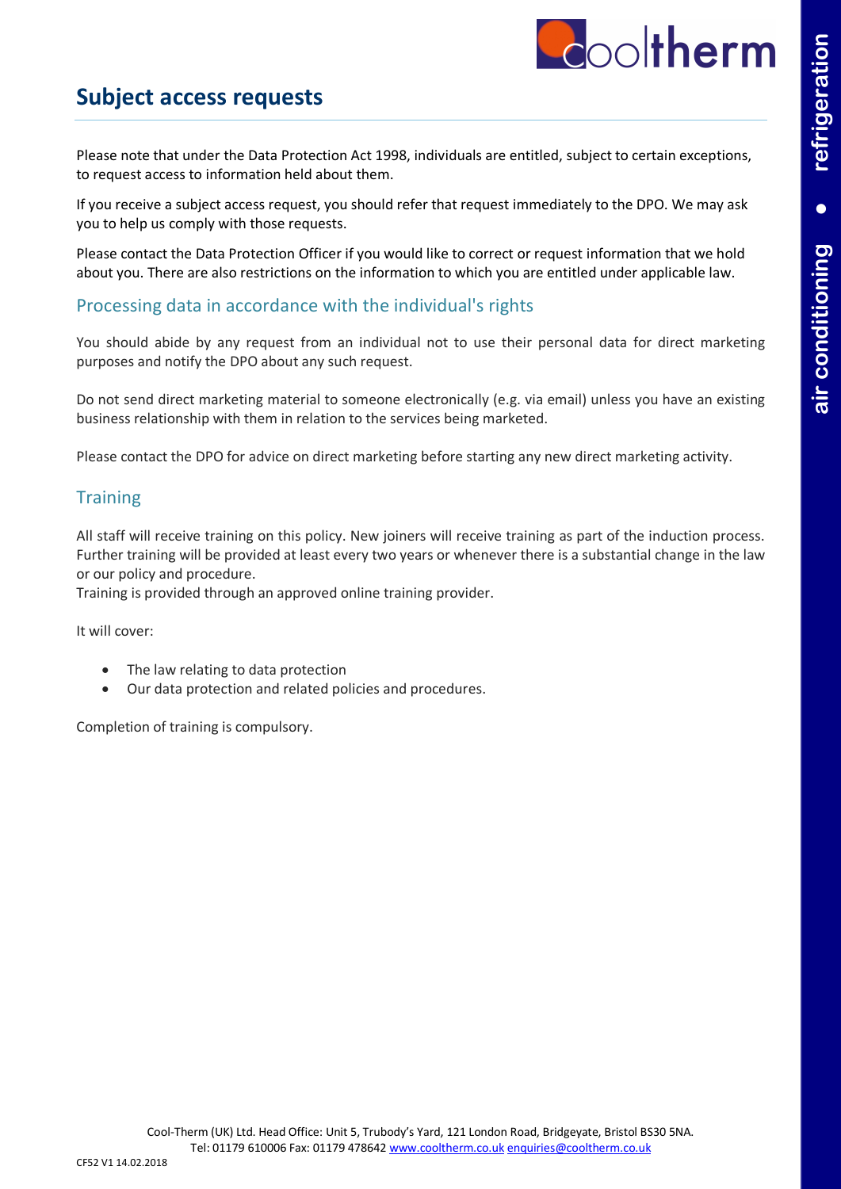## Subject access requests

Please note that under the Data Protection Act 1998, individuals are entitled, subject to certain exceptions, to request access to information held about them.

If you receive a subject access request, you should refer that request immediately to the DPO. We may ask you to help us comply with those requests.

Please contact the Data Protection Officer if you would like to correct or request information that we hold about you. There are also restrictions on the information to which you are entitled under applicable law.

### Processing data in accordance with the individual's rights

You should abide by any request from an individual not to use their personal data for direct marketing purposes and notify the DPO about any such request.

Do not send direct marketing material to someone electronically (e.g. via email) unless you have an existing business relationship with them in relation to the services being marketed.

Please contact the DPO for advice on direct marketing before starting any new direct marketing activity.

### Training

All staff will receive training on this policy. New joiners will receive training as part of the induction process. Further training will be provided at least every two years or whenever there is a substantial change in the law or our policy and procedure.
Training is provided through an approved online training provider.

It will cover:

- The law relating to data protection
- Our data protection and related policies and procedures.

Completion of training is compulsory.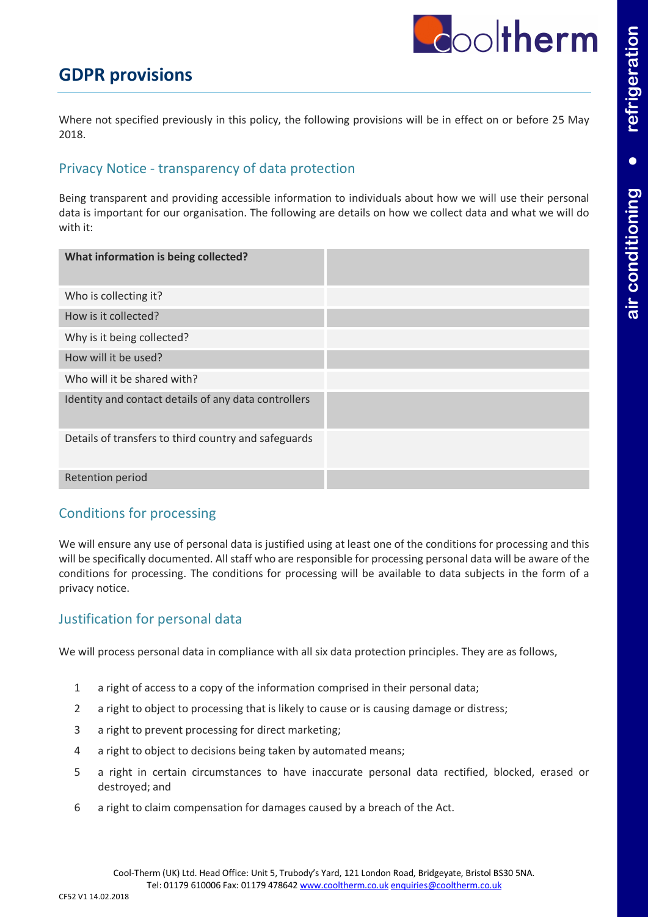## GDPR provisions

Where not specified previously in this policy, the following provisions will be in effect on or before 25 May 2018.

### Privacy Notice - transparency of data protection

Being transparent and providing accessible information to individuals about how we will use their personal data is important for our organisation. The following are details on how we collect data and what we will do with it:

| **What information is being collected?** | |
|---|---|
| Who is collecting it? | |
| How is it collected? | |
| Why is it being collected? | |
| How will it be used? | |
| Who will it be shared with? | |
| Identity and contact details of any data controllers | |
| Details of transfers to third country and safeguards | |
| Retention period | |

### Conditions for processing

We will ensure any use of personal data is justified using at least one of the conditions for processing and this will be specifically documented. All staff who are responsible for processing personal data will be aware of the conditions for processing. The conditions for processing will be available to data subjects in the form of a privacy notice.

### Justification for personal data

We will process personal data in compliance with all six data protection principles. They are as follows,

1. a right of access to a copy of the information comprised in their personal data;
2. a right to object to processing that is likely to cause or is causing damage or distress;
3. a right to prevent processing for direct marketing;
4. a right to object to decisions being taken by automated means;
5. a right in certain circumstances to have inaccurate personal data rectified, blocked, erased or destroyed; and
6. a right to claim compensation for damages caused by a breach of the Act.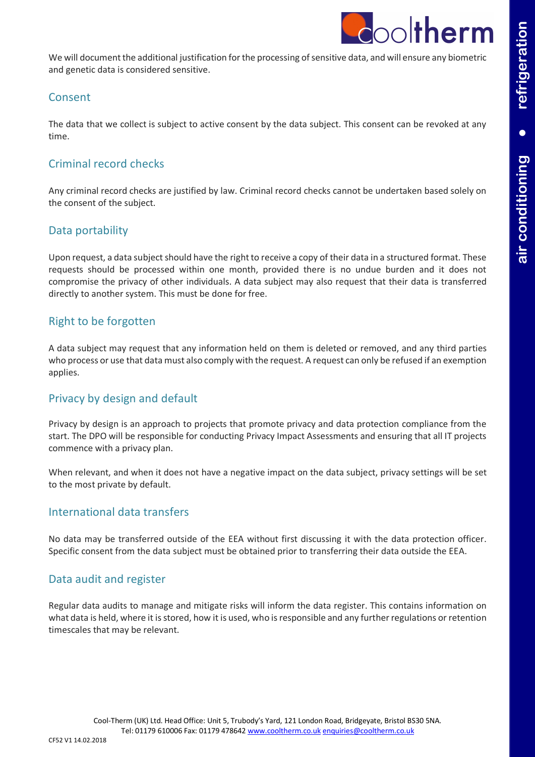We will document the additional justification for the processing of sensitive data, and will ensure any biometric and genetic data is considered sensitive.

## Consent

The data that we collect is subject to active consent by the data subject. This consent can be revoked at any time.

## Criminal record checks

Any criminal record checks are justified by law. Criminal record checks cannot be undertaken based solely on the consent of the subject.

## Data portability

Upon request, a data subject should have the right to receive a copy of their data in a structured format. These requests should be processed within one month, provided there is no undue burden and it does not compromise the privacy of other individuals. A data subject may also request that their data is transferred directly to another system. This must be done for free.

## Right to be forgotten

A data subject may request that any information held on them is deleted or removed, and any third parties who process or use that data must also comply with the request. A request can only be refused if an exemption applies.

## Privacy by design and default

Privacy by design is an approach to projects that promote privacy and data protection compliance from the start. The DPO will be responsible for conducting Privacy Impact Assessments and ensuring that all IT projects commence with a privacy plan.

When relevant, and when it does not have a negative impact on the data subject, privacy settings will be set to the most private by default.

## International data transfers

No data may be transferred outside of the EEA without first discussing it with the data protection officer. Specific consent from the data subject must be obtained prior to transferring their data outside the EEA.

## Data audit and register

Regular data audits to manage and mitigate risks will inform the data register. This contains information on what data is held, where it is stored, how it is used, who is responsible and any further regulations or retention timescales that may be relevant.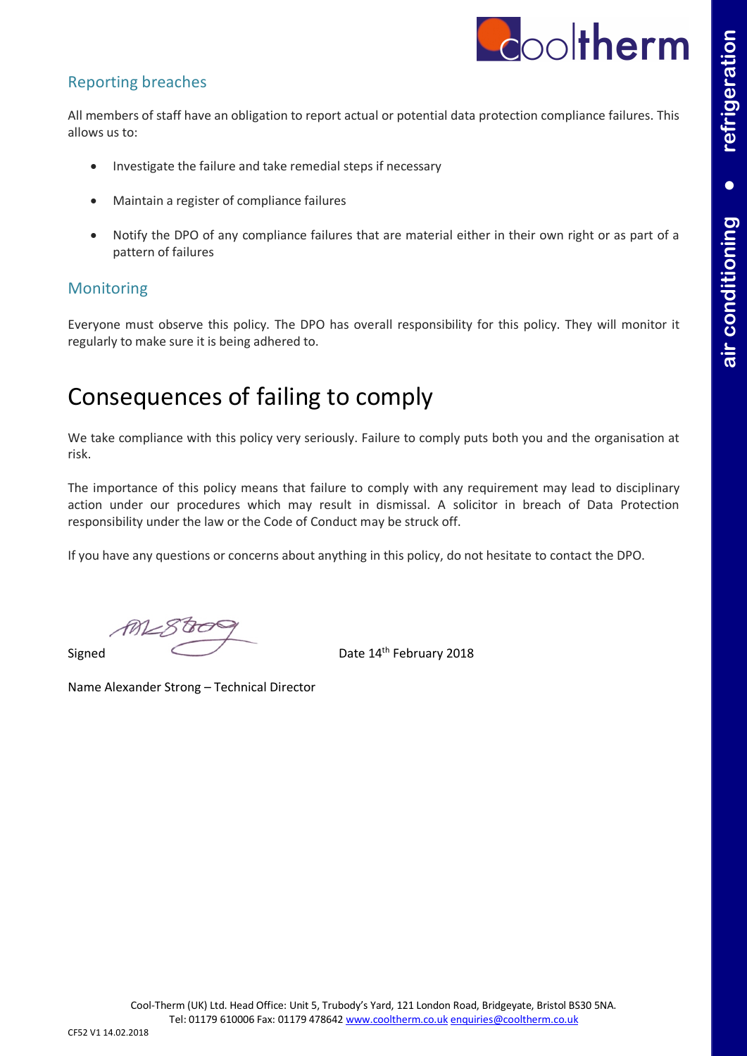## Reporting breaches

All members of staff have an obligation to report actual or potential data protection compliance failures. This allows us to:

- Investigate the failure and take remedial steps if necessary
- Maintain a register of compliance failures
- Notify the DPO of any compliance failures that are material either in their own right or as part of a pattern of failures

## Monitoring

Everyone must observe this policy. The DPO has overall responsibility for this policy. They will monitor it regularly to make sure it is being adhered to.

# Consequences of failing to comply

We take compliance with this policy very seriously. Failure to comply puts both you and the organisation at risk.

The importance of this policy means that failure to comply with any requirement may lead to disciplinary action under our procedures which may result in dismissal. A solicitor in breach of Data Protection responsibility under the law or the Code of Conduct may be struck off.

If you have any questions or concerns about anything in this policy, do not hesitate to contact the DPO.

Signed Date 14th February 2018

Name Alexander Strong – Technical Director

Cool-Therm (UK) Ltd. Head Office: Unit 5, Trubody's Yard, 121 London Road, Bridgeyate, Bristol BS30 5NA.
Tel: 01179 610006 Fax: 01179 478642 www.cooltherm.co.uk enquiries@cooltherm.co.uk

CF52 V1 14.02.2018